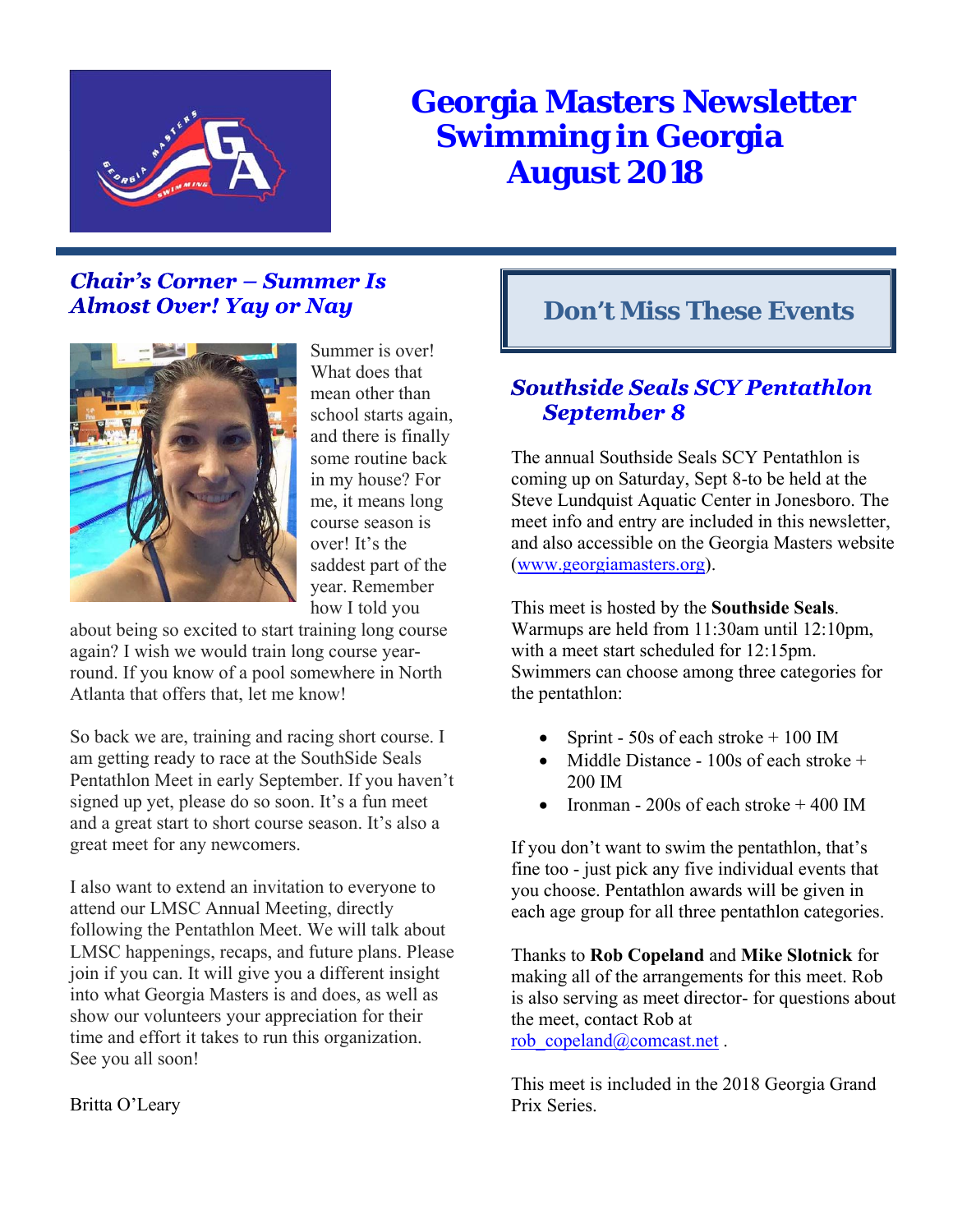# Georgia Masters Newsletter Swimming in Georgia August 2018

## *Chair's Corner – Summer Is Almost Over! Yay or Nay*

Summer is over! What does that mean other than school starts again, and there is finally some routine back in my house? For me, it means long course season is over! It's the saddest part of the year. Remember how I told you about being so excited to start training long course again? I wish we would train long course year-round. If you know of a pool somewhere in North Atlanta that offers that, let me know!

So back we are, training and racing short course. I am getting ready to race at the SouthSide Seals Pentathlon Meet in early September. If you haven't signed up yet, please do so soon. It's a fun meet and a great start to short course season. It's also a great meet for any newcomers.

I also want to extend an invitation to everyone to attend our LMSC Annual Meeting, directly following the Pentathlon Meet. We will talk about LMSC happenings, recaps, and future plans. Please join if you can. It will give you a different insight into what Georgia Masters is and does, as well as show our volunteers your appreciation for their time and effort it takes to run this organization. See you all soon!

Britta O'Leary

## Don't Miss These Events

### *Southside Seals SCY Pentathlon September 8*

The annual Southside Seals SCY Pentathlon is coming up on Saturday, Sept 8-to be held at the Steve Lundquist Aquatic Center in Jonesboro. The meet info and entry are included in this newsletter, and also accessible on the Georgia Masters website (www.georgiamasters.org).

This meet is hosted by the **Southside Seals**. Warmups are held from 11:30am until 12:10pm, with a meet start scheduled for 12:15pm. Swimmers can choose among three categories for the pentathlon:

- Sprint - 50s of each stroke + 100 IM
- Middle Distance - 100s of each stroke + 200 IM
- Ironman - 200s of each stroke + 400 IM

If you don't want to swim the pentathlon, that's fine too - just pick any five individual events that you choose. Pentathlon awards will be given in each age group for all three pentathlon categories.

Thanks to **Rob Copeland** and **Mike Slotnick** for making all of the arrangements for this meet. Rob is also serving as meet director- for questions about the meet, contact Rob at rob_copeland@comcast.net .

This meet is included in the 2018 Georgia Grand Prix Series.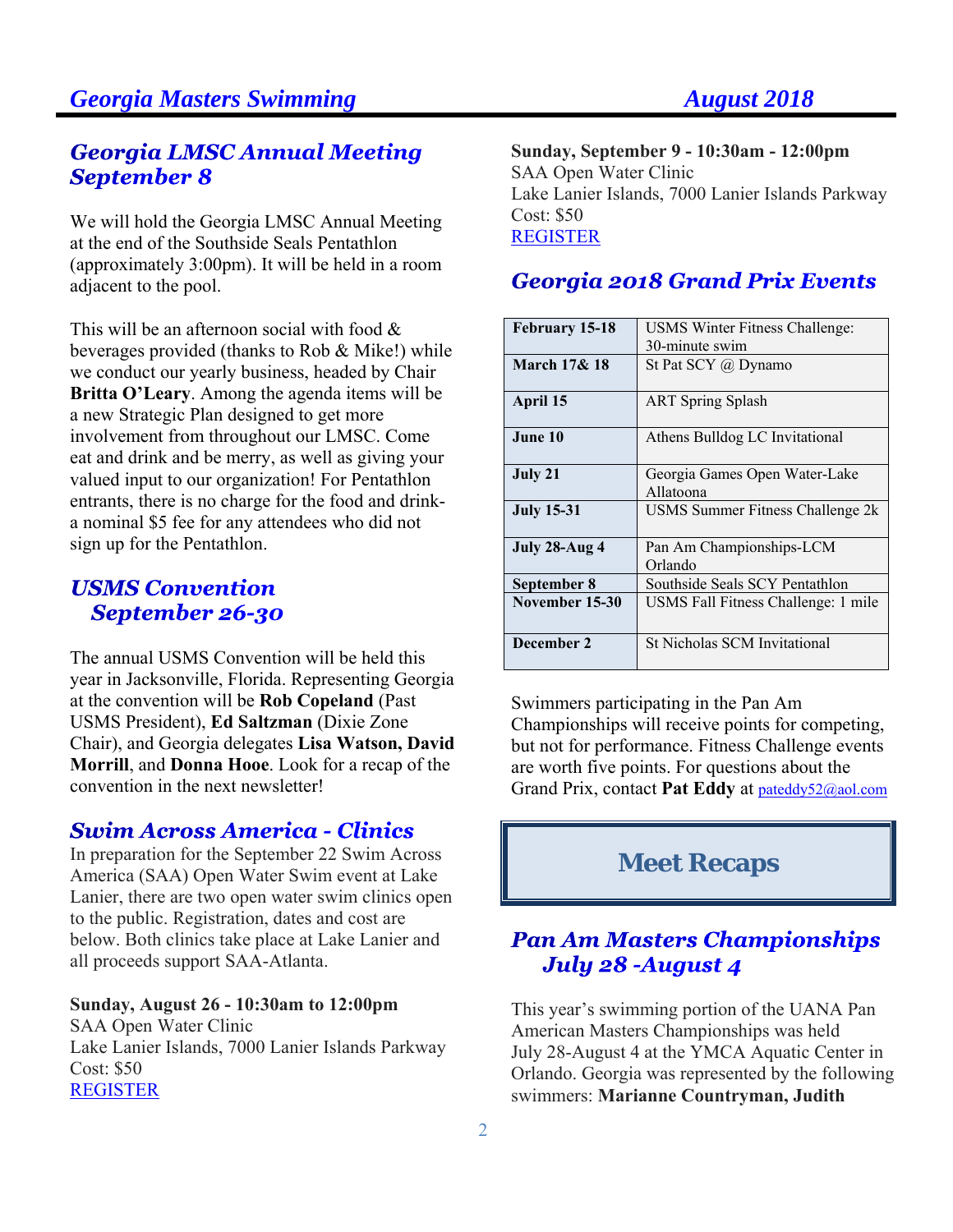## Georgia LMSC Annual Meeting September 8

We will hold the Georgia LMSC Annual Meeting at the end of the Southside Seals Pentathlon (approximately 3:00pm). It will be held in a room adjacent to the pool.

This will be an afternoon social with food & beverages provided (thanks to Rob & Mike!) while we conduct our yearly business, headed by Chair **Britta O'Leary**. Among the agenda items will be a new Strategic Plan designed to get more involvement from throughout our LMSC. Come eat and drink and be merry, as well as giving your valued input to our organization! For Pentathlon entrants, there is no charge for the food and drink- a nominal $5 fee for any attendees who did not sign up for the Pentathlon.

## USMS Convention September 26-30

The annual USMS Convention will be held this year in Jacksonville, Florida. Representing Georgia at the convention will be **Rob Copeland** (Past USMS President), **Ed Saltzman** (Dixie Zone Chair), and Georgia delegates **Lisa Watson, David Morrill**, and **Donna Hooe**. Look for a recap of the convention in the next newsletter!

## Swim Across America - Clinics

In preparation for the September 22 Swim Across America (SAA) Open Water Swim event at Lake Lanier, there are two open water swim clinics open to the public. Registration, dates and cost are below. Both clinics take place at Lake Lanier and all proceeds support SAA-Atlanta.

**Sunday, August 26 - 10:30am to 12:00pm**
SAA Open Water Clinic
Lake Lanier Islands, 7000 Lanier Islands Parkway
Cost: $50
REGISTER

**Sunday, September 9 - 10:30am - 12:00pm**
SAA Open Water Clinic
Lake Lanier Islands, 7000 Lanier Islands Parkway
Cost: $50
REGISTER

## Georgia 2018 Grand Prix Events

| Date | Event |
|---|---|
| **February 15-18** | USMS Winter Fitness Challenge: 30-minute swim |
| **March 17& 18** | St Pat SCY @ Dynamo |
| **April 15** | ART Spring Splash |
| **June 10** | Athens Bulldog LC Invitational |
| **July 21** | Georgia Games Open Water-Lake Allatoona |
| **July 15-31** | USMS Summer Fitness Challenge 2k |
| **July 28-Aug 4** | Pan Am Championships-LCM Orlando |
| **September 8** | Southside Seals SCY Pentathlon |
| **November 15-30** | USMS Fall Fitness Challenge: 1 mile |
| **December 2** | St Nicholas SCM Invitational |

Swimmers participating in the Pan Am Championships will receive points for competing, but not for performance. Fitness Challenge events are worth five points. For questions about the Grand Prix, contact **Pat Eddy** at pateddy52@aol.com

# Meet Recaps

## Pan Am Masters Championships July 28 -August 4

This year's swimming portion of the UANA Pan American Masters Championships was held July 28-August 4 at the YMCA Aquatic Center in Orlando. Georgia was represented by the following swimmers: **Marianne Countryman, Judith**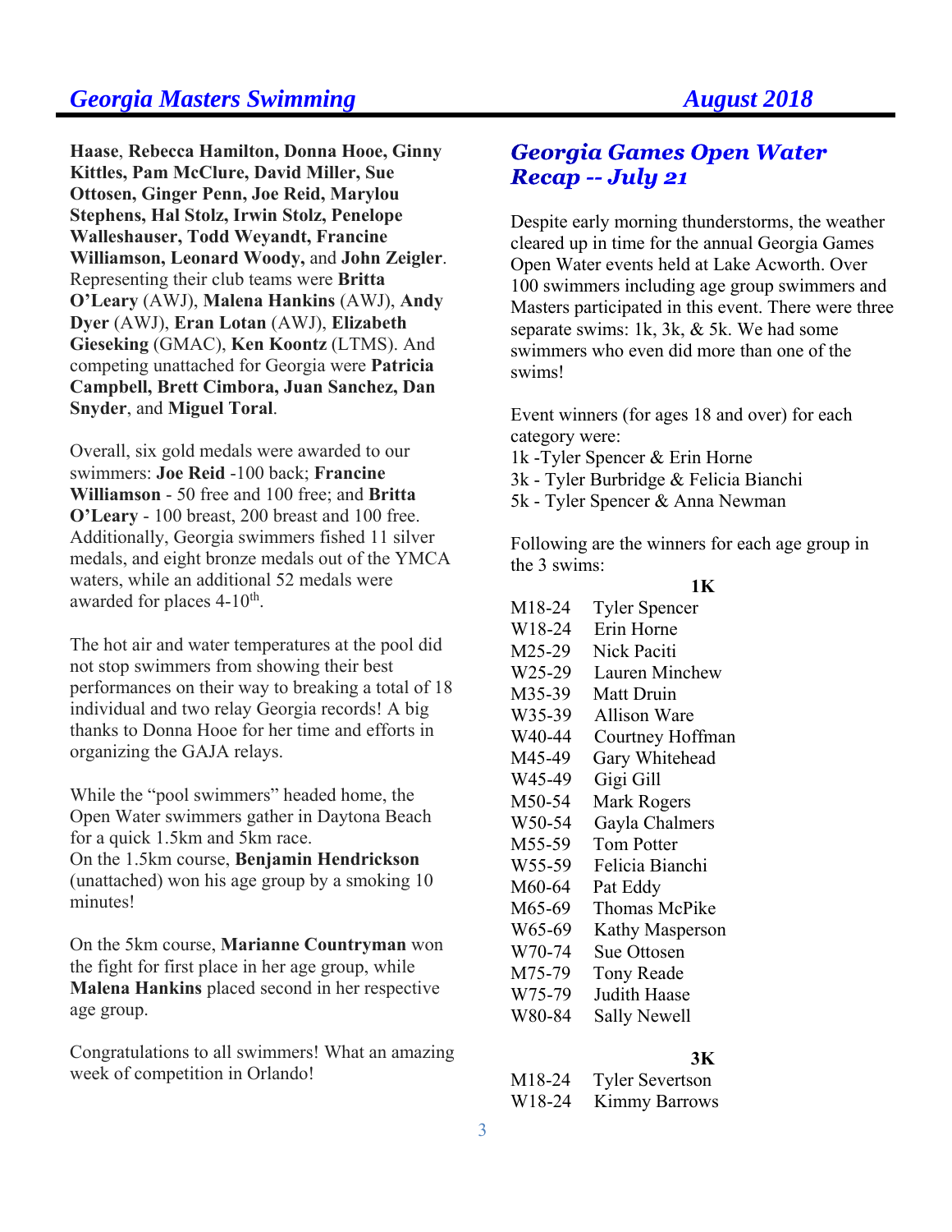**Haase**, **Rebecca Hamilton, Donna Hooe, Ginny Kittles, Pam McClure, David Miller, Sue Ottosen, Ginger Penn, Joe Reid, Marylou Stephens, Hal Stolz, Irwin Stolz, Penelope Walleshauser, Todd Weyandt, Francine Williamson, Leonard Woody,** and **John Zeigler**. Representing their club teams were **Britta O'Leary** (AWJ), **Malena Hankins** (AWJ), **Andy Dyer** (AWJ), **Eran Lotan** (AWJ), **Elizabeth Gieseking** (GMAC), **Ken Koontz** (LTMS). And competing unattached for Georgia were **Patricia Campbell, Brett Cimbora, Juan Sanchez, Dan Snyder**, and **Miguel Toral**.

Overall, six gold medals were awarded to our swimmers: **Joe Reid** -100 back; **Francine Williamson** - 50 free and 100 free; and **Britta O'Leary** - 100 breast, 200 breast and 100 free. Additionally, Georgia swimmers fished 11 silver medals, and eight bronze medals out of the YMCA waters, while an additional 52 medals were awarded for places 4-10th.

The hot air and water temperatures at the pool did not stop swimmers from showing their best performances on their way to breaking a total of 18 individual and two relay Georgia records! A big thanks to Donna Hooe for her time and efforts in organizing the GAJA relays.

While the "pool swimmers" headed home, the Open Water swimmers gather in Daytona Beach for a quick 1.5km and 5km race.
On the 1.5km course, **Benjamin Hendrickson** (unattached) won his age group by a smoking 10 minutes!

On the 5km course, **Marianne Countryman** won the fight for first place in her age group, while **Malena Hankins** placed second in her respective age group.

Congratulations to all swimmers! What an amazing week of competition in Orlando!

## *Georgia Games Open Water Recap -- July 21*

Despite early morning thunderstorms, the weather cleared up in time for the annual Georgia Games Open Water events held at Lake Acworth. Over 100 swimmers including age group swimmers and Masters participated in this event. There were three separate swims: 1k, 3k, & 5k. We had some swimmers who even did more than one of the swims!

Event winners (for ages 18 and over) for each category were:
1k -Tyler Spencer & Erin Horne
3k - Tyler Burbridge & Felicia Bianchi
5k - Tyler Spencer & Anna Newman

Following are the winners for each age group in the 3 swims:

| | **1K** |
|---|---|
| M18-24 | Tyler Spencer |
| W18-24 | Erin Horne |
| M25-29 | Nick Paciti |
| W25-29 | Lauren Minchew |
| M35-39 | Matt Druin |
| W35-39 | Allison Ware |
| W40-44 | Courtney Hoffman |
| M45-49 | Gary Whitehead |
| W45-49 | Gigi Gill |
| M50-54 | Mark Rogers |
| W50-54 | Gayla Chalmers |
| M55-59 | Tom Potter |
| W55-59 | Felicia Bianchi |
| M60-64 | Pat Eddy |
| M65-69 | Thomas McPike |
| W65-69 | Kathy Masperson |
| W70-74 | Sue Ottosen |
| M75-79 | Tony Reade |
| W75-79 | Judith Haase |
| W80-84 | Sally Newell |

| | **3K** |
|---|---|
| M18-24 | Tyler Severtson |
| W18-24 | Kimmy Barrows |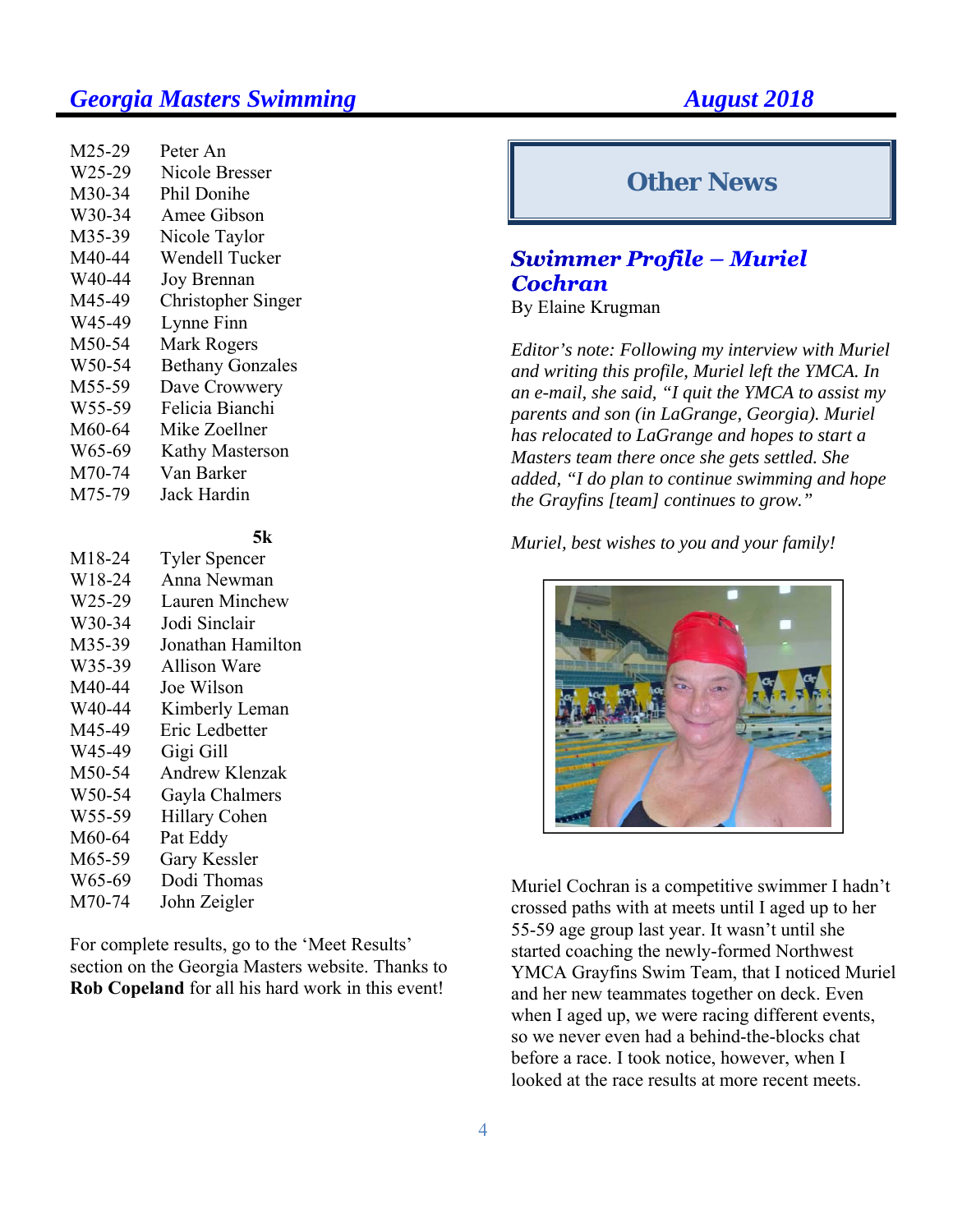| | |
|---|---|
| M25-29 | Peter An |
| W25-29 | Nicole Bresser |
| M30-34 | Phil Donihe |
| W30-34 | Amee Gibson |
| M35-39 | Nicole Taylor |
| M40-44 | Wendell Tucker |
| W40-44 | Joy Brennan |
| M45-49 | Christopher Singer |
| W45-49 | Lynne Finn |
| M50-54 | Mark Rogers |
| W50-54 | Bethany Gonzales |
| M55-59 | Dave Crowwery |
| W55-59 | Felicia Bianchi |
| M60-64 | Mike Zoellner |
| W65-69 | Kathy Masterson |
| M70-74 | Van Barker |
| M75-79 | Jack Hardin |

**5k**

| | |
|---|---|
| M18-24 | Tyler Spencer |
| W18-24 | Anna Newman |
| W25-29 | Lauren Minchew |
| W30-34 | Jodi Sinclair |
| M35-39 | Jonathan Hamilton |
| W35-39 | Allison Ware |
| M40-44 | Joe Wilson |
| W40-44 | Kimberly Leman |
| M45-49 | Eric Ledbetter |
| W45-49 | Gigi Gill |
| M50-54 | Andrew Klenzak |
| W50-54 | Gayla Chalmers |
| W55-59 | Hillary Cohen |
| M60-64 | Pat Eddy |
| M65-59 | Gary Kessler |
| W65-69 | Dodi Thomas |
| M70-74 | John Zeigler |

For complete results, go to the 'Meet Results' section on the Georgia Masters website. Thanks to **Rob Copeland** for all his hard work in this event!

# Other News

## *Swimmer Profile – Muriel Cochran*

By Elaine Krugman

*Editor's note: Following my interview with Muriel and writing this profile, Muriel left the YMCA. In an e-mail, she said, "I quit the YMCA to assist my parents and son (in LaGrange, Georgia). Muriel has relocated to LaGrange and hopes to start a Masters team there once she gets settled. She added, "I do plan to continue swimming and hope the Grayfins [team] continues to grow."*

*Muriel, best wishes to you and your family!*

Muriel Cochran is a competitive swimmer I hadn't crossed paths with at meets until I aged up to her 55-59 age group last year. It wasn't until she started coaching the newly-formed Northwest YMCA Grayfins Swim Team, that I noticed Muriel and her new teammates together on deck. Even when I aged up, we were racing different events, so we never even had a behind-the-blocks chat before a race. I took notice, however, when I looked at the race results at more recent meets.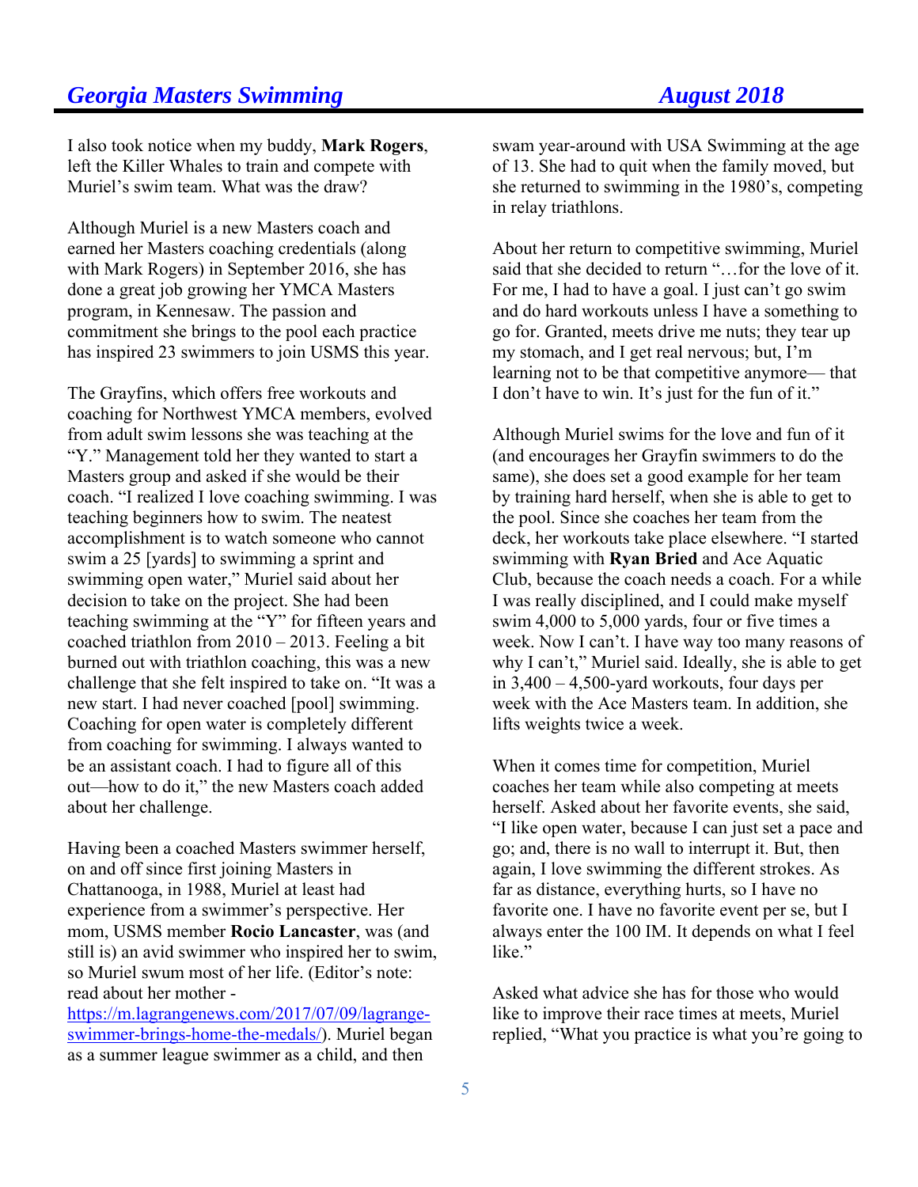I also took notice when my buddy, **Mark Rogers**, left the Killer Whales to train and compete with Muriel's swim team. What was the draw?

Although Muriel is a new Masters coach and earned her Masters coaching credentials (along with Mark Rogers) in September 2016, she has done a great job growing her YMCA Masters program, in Kennesaw. The passion and commitment she brings to the pool each practice has inspired 23 swimmers to join USMS this year.

The Grayfins, which offers free workouts and coaching for Northwest YMCA members, evolved from adult swim lessons she was teaching at the "Y." Management told her they wanted to start a Masters group and asked if she would be their coach. "I realized I love coaching swimming. I was teaching beginners how to swim. The neatest accomplishment is to watch someone who cannot swim a 25 [yards] to swimming a sprint and swimming open water," Muriel said about her decision to take on the project. She had been teaching swimming at the "Y" for fifteen years and coached triathlon from 2010 – 2013. Feeling a bit burned out with triathlon coaching, this was a new challenge that she felt inspired to take on. "It was a new start. I had never coached [pool] swimming. Coaching for open water is completely different from coaching for swimming. I always wanted to be an assistant coach. I had to figure all of this out—how to do it," the new Masters coach added about her challenge.

Having been a coached Masters swimmer herself, on and off since first joining Masters in Chattanooga, in 1988, Muriel at least had experience from a swimmer's perspective. Her mom, USMS member **Rocio Lancaster**, was (and still is) an avid swimmer who inspired her to swim, so Muriel swum most of her life. (Editor's note: read about her mother - [https://m.lagrangenews.com/2017/07/09/lagrange-swimmer-brings-home-the-medals/](https://m.lagrangenews.com/2017/07/09/lagrange-swimmer-brings-home-the-medals/)). Muriel began as a summer league swimmer as a child, and then swam year-around with USA Swimming at the age of 13. She had to quit when the family moved, but she returned to swimming in the 1980's, competing in relay triathlons.

About her return to competitive swimming, Muriel said that she decided to return "…for the love of it. For me, I had to have a goal. I just can't go swim and do hard workouts unless I have a something to go for. Granted, meets drive me nuts; they tear up my stomach, and I get real nervous; but, I'm learning not to be that competitive anymore— that I don't have to win. It's just for the fun of it."

Although Muriel swims for the love and fun of it (and encourages her Grayfin swimmers to do the same), she does set a good example for her team by training hard herself, when she is able to get to the pool. Since she coaches her team from the deck, her workouts take place elsewhere. "I started swimming with **Ryan Bried** and Ace Aquatic Club, because the coach needs a coach. For a while I was really disciplined, and I could make myself swim 4,000 to 5,000 yards, four or five times a week. Now I can't. I have way too many reasons of why I can't," Muriel said. Ideally, she is able to get in 3,400 – 4,500-yard workouts, four days per week with the Ace Masters team. In addition, she lifts weights twice a week.

When it comes time for competition, Muriel coaches her team while also competing at meets herself. Asked about her favorite events, she said, "I like open water, because I can just set a pace and go; and, there is no wall to interrupt it. But, then again, I love swimming the different strokes. As far as distance, everything hurts, so I have no favorite one. I have no favorite event per se, but I always enter the 100 IM. It depends on what I feel like."

Asked what advice she has for those who would like to improve their race times at meets, Muriel replied, "What you practice is what you're going to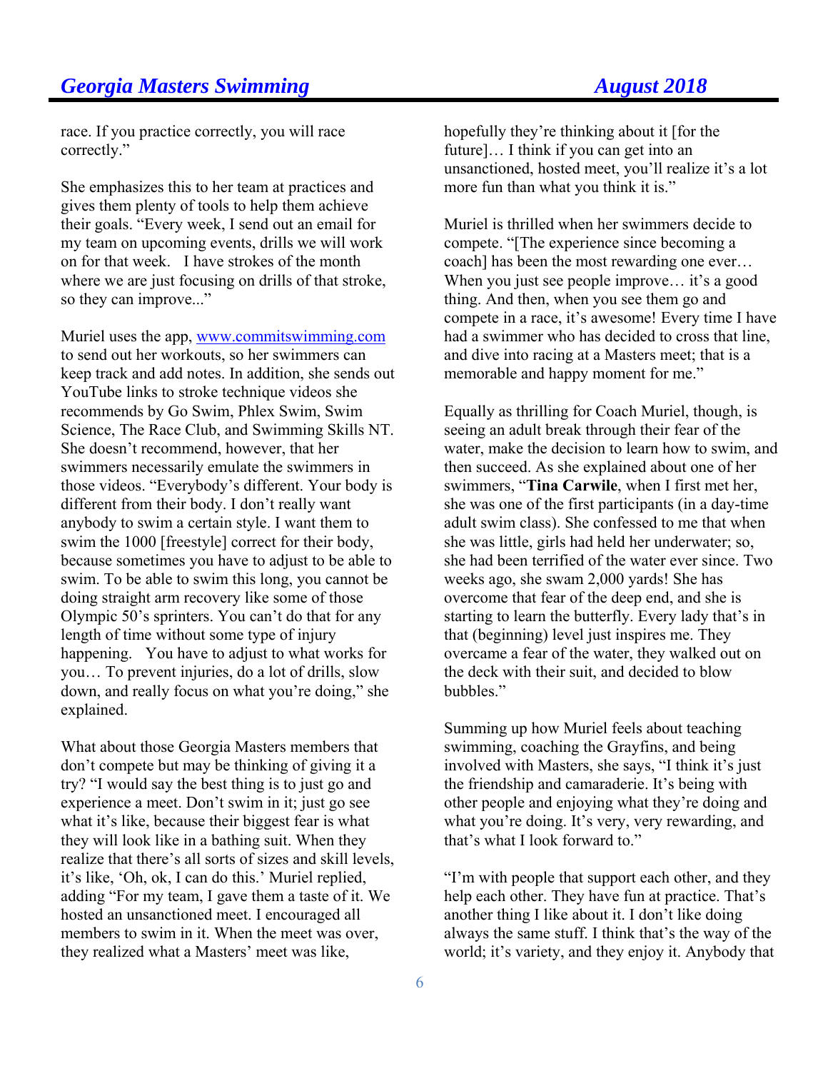race. If you practice correctly, you will race correctly."

She emphasizes this to her team at practices and gives them plenty of tools to help them achieve their goals. "Every week, I send out an email for my team on upcoming events, drills we will work on for that week.   I have strokes of the month where we are just focusing on drills of that stroke, so they can improve..."

Muriel uses the app, [www.commitswimming.com](http://www.commitswimming.com) to send out her workouts, so her swimmers can keep track and add notes. In addition, she sends out YouTube links to stroke technique videos she recommends by Go Swim, Phlex Swim, Swim Science, The Race Club, and Swimming Skills NT. She doesn't recommend, however, that her swimmers necessarily emulate the swimmers in those videos. "Everybody's different. Your body is different from their body. I don't really want anybody to swim a certain style. I want them to swim the 1000 [freestyle] correct for their body, because sometimes you have to adjust to be able to swim. To be able to swim this long, you cannot be doing straight arm recovery like some of those Olympic 50's sprinters. You can't do that for any length of time without some type of injury happening.   You have to adjust to what works for you… To prevent injuries, do a lot of drills, slow down, and really focus on what you're doing," she explained.

What about those Georgia Masters members that don't compete but may be thinking of giving it a try? "I would say the best thing is to just go and experience a meet. Don't swim in it; just go see what it's like, because their biggest fear is what they will look like in a bathing suit. When they realize that there's all sorts of sizes and skill levels, it's like, 'Oh, ok, I can do this.' Muriel replied, adding "For my team, I gave them a taste of it. We hosted an unsanctioned meet. I encouraged all members to swim in it. When the meet was over, they realized what a Masters' meet was like, hopefully they're thinking about it [for the future]… I think if you can get into an unsanctioned, hosted meet, you'll realize it's a lot more fun than what you think it is."

Muriel is thrilled when her swimmers decide to compete. "[The experience since becoming a coach] has been the most rewarding one ever… When you just see people improve… it's a good thing. And then, when you see them go and compete in a race, it's awesome! Every time I have had a swimmer who has decided to cross that line, and dive into racing at a Masters meet; that is a memorable and happy moment for me."

Equally as thrilling for Coach Muriel, though, is seeing an adult break through their fear of the water, make the decision to learn how to swim, and then succeed. As she explained about one of her swimmers, "**Tina Carwile**, when I first met her, she was one of the first participants (in a day-time adult swim class). She confessed to me that when she was little, girls had held her underwater; so, she had been terrified of the water ever since. Two weeks ago, she swam 2,000 yards! She has overcome that fear of the deep end, and she is starting to learn the butterfly. Every lady that's in that (beginning) level just inspires me. They overcame a fear of the water, they walked out on the deck with their suit, and decided to blow bubbles."

Summing up how Muriel feels about teaching swimming, coaching the Grayfins, and being involved with Masters, she says, "I think it's just the friendship and camaraderie. It's being with other people and enjoying what they're doing and what you're doing. It's very, very rewarding, and that's what I look forward to."

"I'm with people that support each other, and they help each other. They have fun at practice. That's another thing I like about it. I don't like doing always the same stuff. I think that's the way of the world; it's variety, and they enjoy it. Anybody that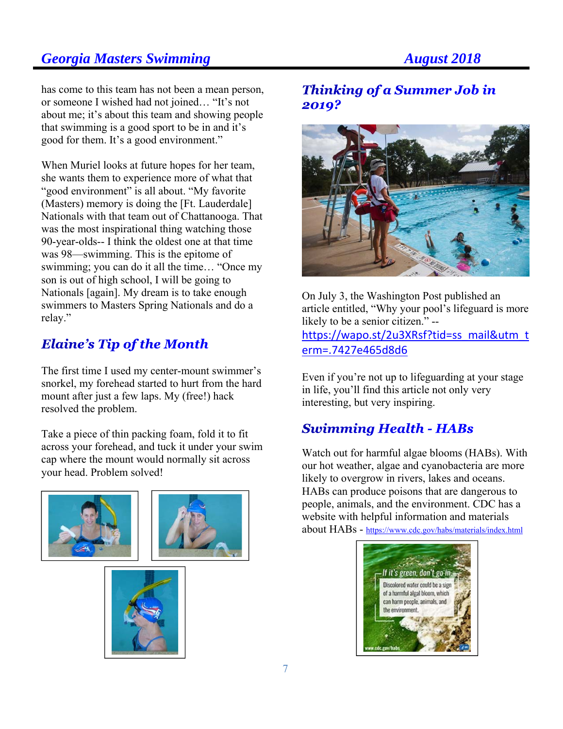has come to this team has not been a mean person, or someone I wished had not joined… "It's not about me; it's about this team and showing people that swimming is a good sport to be in and it's good for them. It's a good environment."

When Muriel looks at future hopes for her team, she wants them to experience more of what that "good environment" is all about. "My favorite (Masters) memory is doing the [Ft. Lauderdale] Nationals with that team out of Chattanooga. That was the most inspirational thing watching those 90-year-olds-- I think the oldest one at that time was 98—swimming. This is the epitome of swimming; you can do it all the time… "Once my son is out of high school, I will be going to Nationals [again]. My dream is to take enough swimmers to Masters Spring Nationals and do a relay."

## *Elaine's Tip of the Month*

The first time I used my center-mount swimmer's snorkel, my forehead started to hurt from the hard mount after just a few laps. My (free!) hack resolved the problem.

Take a piece of thin packing foam, fold it to fit across your forehead, and tuck it under your swim cap where the mount would normally sit across your head. Problem solved!

## *Thinking of a Summer Job in 2019?*

On July 3, the Washington Post published an article entitled, "Why your pool's lifeguard is more likely to be a senior citizen." -- https://wapo.st/2u3XRsf?tid=ss_mail&utm_term=.7427e465d8d6

Even if you're not up to lifeguarding at your stage in life, you'll find this article not only very interesting, but very inspiring.

## *Swimming Health - HABs*

Watch out for harmful algae blooms (HABs). With our hot weather, algae and cyanobacteria are more likely to overgrow in rivers, lakes and oceans. HABs can produce poisons that are dangerous to people, animals, and the environment. CDC has a website with helpful information and materials about HABs - https://www.cdc.gov/habs/materials/index.html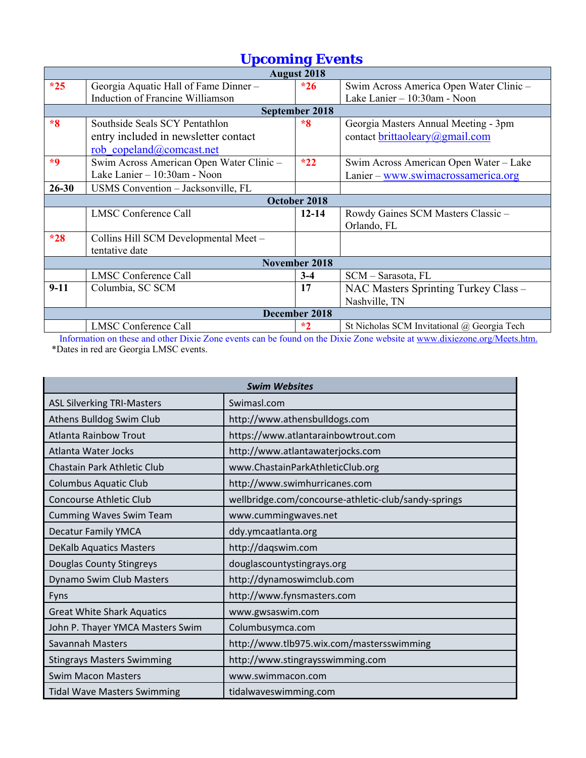# Upcoming Events

| | | | |
|---|---|---|---|
| **August 2018** | | | |
| ***25** | Georgia Aquatic Hall of Fame Dinner – Induction of Francine Williamson | ***26** | Swim Across America Open Water Clinic – Lake Lanier – 10:30am - Noon |
| **September 2018** | | | |
| ***8** | Southside Seals SCY Pentathlon entry included in newsletter contact rob_copeland@comcast.net | ***8** | Georgia Masters Annual Meeting - 3pm contact brittaoleary@gmail.com |
| ***9** | Swim Across American Open Water Clinic – Lake Lanier – 10:30am - Noon | ***22** | Swim Across American Open Water – Lake Lanier – www.swimacrossamerica.org |
| **26-30** | USMS Convention – Jacksonville, FL | | |
| **October 2018** | | | |
| | LMSC Conference Call | **12-14** | Rowdy Gaines SCM Masters Classic – Orlando, FL |
| ***28** | Collins Hill SCM Developmental Meet – tentative date | | |
| **November 2018** | | | |
| | LMSC Conference Call | **3-4** | SCM – Sarasota, FL |
| **9-11** | Columbia, SC SCM | **17** | NAC Masters Sprinting Turkey Class – Nashville, TN |
| **December 2018** | | | |
| | LMSC Conference Call | ***2** | St Nicholas SCM Invitational @ Georgia Tech |

Information on these and other Dixie Zone events can be found on the Dixie Zone website at www.dixiezone.org/Meets.htm.

*Dates in red are Georgia LMSC events.

| ***Swim Websites*** | |
|---|---|
| ASL Silverking TRI-Masters | Swimasl.com |
| Athens Bulldog Swim Club | http://www.athensbulldogs.com |
| Atlanta Rainbow Trout | https://www.atlantarainbowtrout.com |
| Atlanta Water Jocks | http://www.atlantawaterjocks.com |
| Chastain Park Athletic Club | www.ChastainParkAthleticClub.org |
| Columbus Aquatic Club | http://www.swimhurricanes.com |
| Concourse Athletic Club | wellbridge.com/concourse-athletic-club/sandy-springs |
| Cumming Waves Swim Team | www.cummingwaves.net |
| Decatur Family YMCA | ddy.ymcaatlanta.org |
| DeKalb Aquatics Masters | http://daqswim.com |
| Douglas County Stingreys | douglascountystingrays.org |
| Dynamo Swim Club Masters | http://dynamoswimclub.com |
| Fyns | http://www.fynsmasters.com |
| Great White Shark Aquatics | www.gwsaswim.com |
| John P. Thayer YMCA Masters Swim | Columbusymca.com |
| Savannah Masters | http://www.tlb975.wix.com/mastersswimming |
| Stingrays Masters Swimming | http://www.stingraysswimming.com |
| Swim Macon Masters | www.swimmacon.com |
| Tidal Wave Masters Swimming | tidalwaveswimming.com |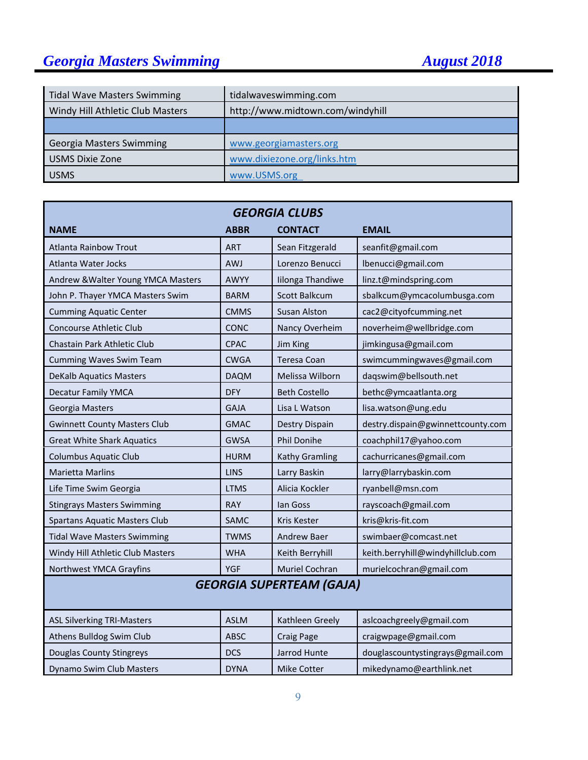| | |
|---|---|
| Tidal Wave Masters Swimming | tidalwaveswimming.com |
| Windy Hill Athletic Club Masters | http://www.midtown.com/windyhill |
| | |
| Georgia Masters Swimming | www.georgiamasters.org |
| USMS Dixie Zone | www.dixiezone.org/links.htm |
| USMS | www.USMS.org |

| *GEORGIA CLUBS* | | | |
|---|---|---|---|
| **NAME** | **ABBR** | **CONTACT** | **EMAIL** |
| Atlanta Rainbow Trout | ART | Sean Fitzgerald | seanfit@gmail.com |
| Atlanta Water Jocks | AWJ | Lorenzo Benucci | lbenucci@gmail.com |
| Andrew &Walter Young YMCA Masters | AWYY | Iilonga Thandiwe | linz.t@mindspring.com |
| John P. Thayer YMCA Masters Swim | BARM | Scott Balkcum | sbalkcum@ymcacolumbusga.com |
| Cumming Aquatic Center | CMMS | Susan Alston | cac2@cityofcumming.net |
| Concourse Athletic Club | CONC | Nancy Overheim | noverheim@wellbridge.com |
| Chastain Park Athletic Club | CPAC | Jim King | jimkingusa@gmail.com |
| Cumming Waves Swim Team | CWGA | Teresa Coan | swimcummingwaves@gmail.com |
| DeKalb Aquatics Masters | DAQM | Melissa Wilborn | daqswim@bellsouth.net |
| Decatur Family YMCA | DFY | Beth Costello | bethc@ymcaatlanta.org |
| Georgia Masters | GAJA | Lisa L Watson | lisa.watson@ung.edu |
| Gwinnett County Masters Club | GMAC | Destry Dispain | destry.dispain@gwinnettcounty.com |
| Great White Shark Aquatics | GWSA | Phil Donihe | coachphil17@yahoo.com |
| Columbus Aquatic Club | HURM | Kathy Gramling | cachurricanes@gmail.com |
| Marietta Marlins | LINS | Larry Baskin | larry@larrybaskin.com |
| Life Time Swim Georgia | LTMS | Alicia Kockler | ryanbell@msn.com |
| Stingrays Masters Swimming | RAY | Ian Goss | rayscoach@gmail.com |
| Spartans Aquatic Masters Club | SAMC | Kris Kester | kris@kris-fit.com |
| Tidal Wave Masters Swimming | TWMS | Andrew Baer | swimbaer@comcast.net |
| Windy Hill Athletic Club Masters | WHA | Keith Berryhill | keith.berryhill@windyhillclub.com |
| Northwest YMCA Grayfins | YGF | Muriel Cochran | murielcochran@gmail.com |
| *GEORGIA SUPERTEAM (GAJA)* | | | |
| ASL Silverking TRI-Masters | ASLM | Kathleen Greely | aslcoachgreely@gmail.com |
| Athens Bulldog Swim Club | ABSC | Craig Page | craigwpage@gmail.com |
| Douglas County Stingreys | DCS | Jarrod Hunte | douglascountystingrays@gmail.com |
| Dynamo Swim Club Masters | DYNA | Mike Cotter | mikedynamo@earthlink.net |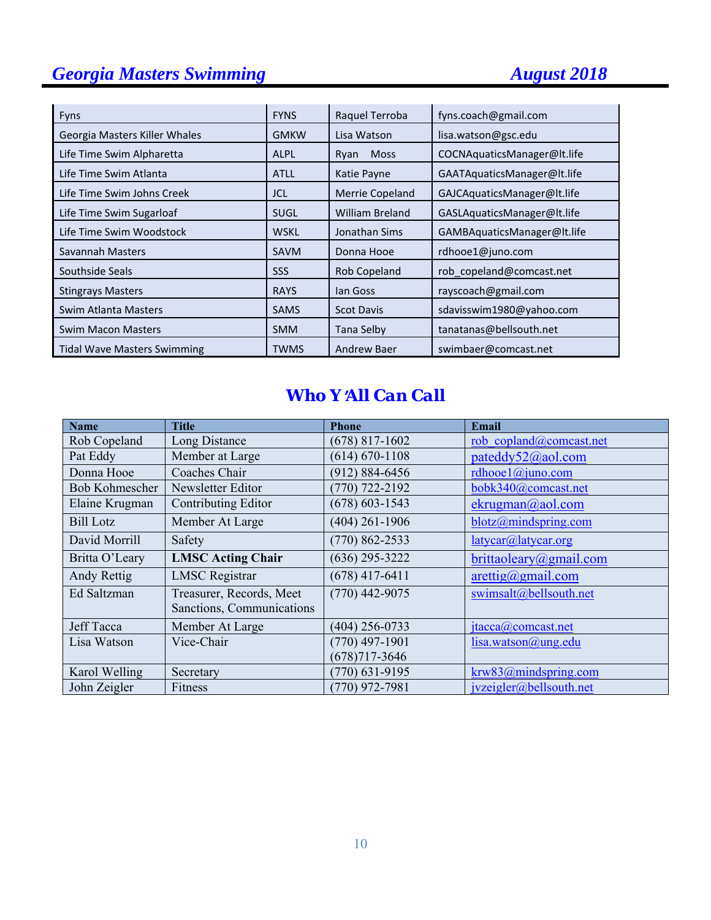| | | | |
|---|---|---|---|
| Fyns | FYNS | Raquel Terroba | fyns.coach@gmail.com |
| Georgia Masters Killer Whales | GMKW | Lisa Watson | lisa.watson@gsc.edu |
| Life Time Swim Alpharetta | ALPL | Ryan Moss | COCNAquaticsManager@lt.life |
| Life Time Swim Atlanta | ATLL | Katie Payne | GAATAquaticsManager@lt.life |
| Life Time Swim Johns Creek | JCL | Merrie Copeland | GAJCAquaticsManager@lt.life |
| Life Time Swim Sugarloaf | SUGL | William Breland | GASLAquaticsManager@lt.life |
| Life Time Swim Woodstock | WSKL | Jonathan Sims | GAMBAquaticsManager@lt.life |
| Savannah Masters | SAVM | Donna Hooe | rdhooe1@juno.com |
| Southside Seals | SSS | Rob Copeland | rob_copeland@comcast.net |
| Stingrays Masters | RAYS | Ian Goss | rayscoach@gmail.com |
| Swim Atlanta Masters | SAMS | Scot Davis | sdavisswim1980@yahoo.com |
| Swim Macon Masters | SMM | Tana Selby | tanatanas@bellsouth.net |
| Tidal Wave Masters Swimming | TWMS | Andrew Baer | swimbaer@comcast.net |

## Who Y'All Can Call

| Name | Title | Phone | Email |
|---|---|---|---|
| Rob Copeland | Long Distance | (678) 817-1602 | rob_copland@comcast.net |
| Pat Eddy | Member at Large | (614) 670-1108 | pateddy52@aol.com |
| Donna Hooe | Coaches Chair | (912) 884-6456 | rdhooe1@juno.com |
| Bob Kohmescher | Newsletter Editor | (770) 722-2192 | bobk340@comcast.net |
| Elaine Krugman | Contributing Editor | (678) 603-1543 | ekrugman@aol.com |
| Bill Lotz | Member At Large | (404) 261-1906 | blotz@mindspring.com |
| David Morrill | Safety | (770) 862-2533 | latycar@latycar.org |
| Britta O'Leary | **LMSC Acting Chair** | (636) 295-3222 | brittaoleary@gmail.com |
| Andy Rettig | LMSC Registrar | (678) 417-6411 | arettig@gmail.com |
| Ed Saltzman | Treasurer, Records, Meet Sanctions, Communications | (770) 442-9075 | swimsalt@bellsouth.net |
| Jeff Tacca | Member At Large | (404) 256-0733 | jtacca@comcast.net |
| Lisa Watson | Vice-Chair | (770) 497-1901 (678)717-3646 | lisa.watson@ung.edu |
| Karol Welling | Secretary | (770) 631-9195 | krw83@mindspring.com |
| John Zeigler | Fitness | (770) 972-7981 | jvzeigler@bellsouth.net |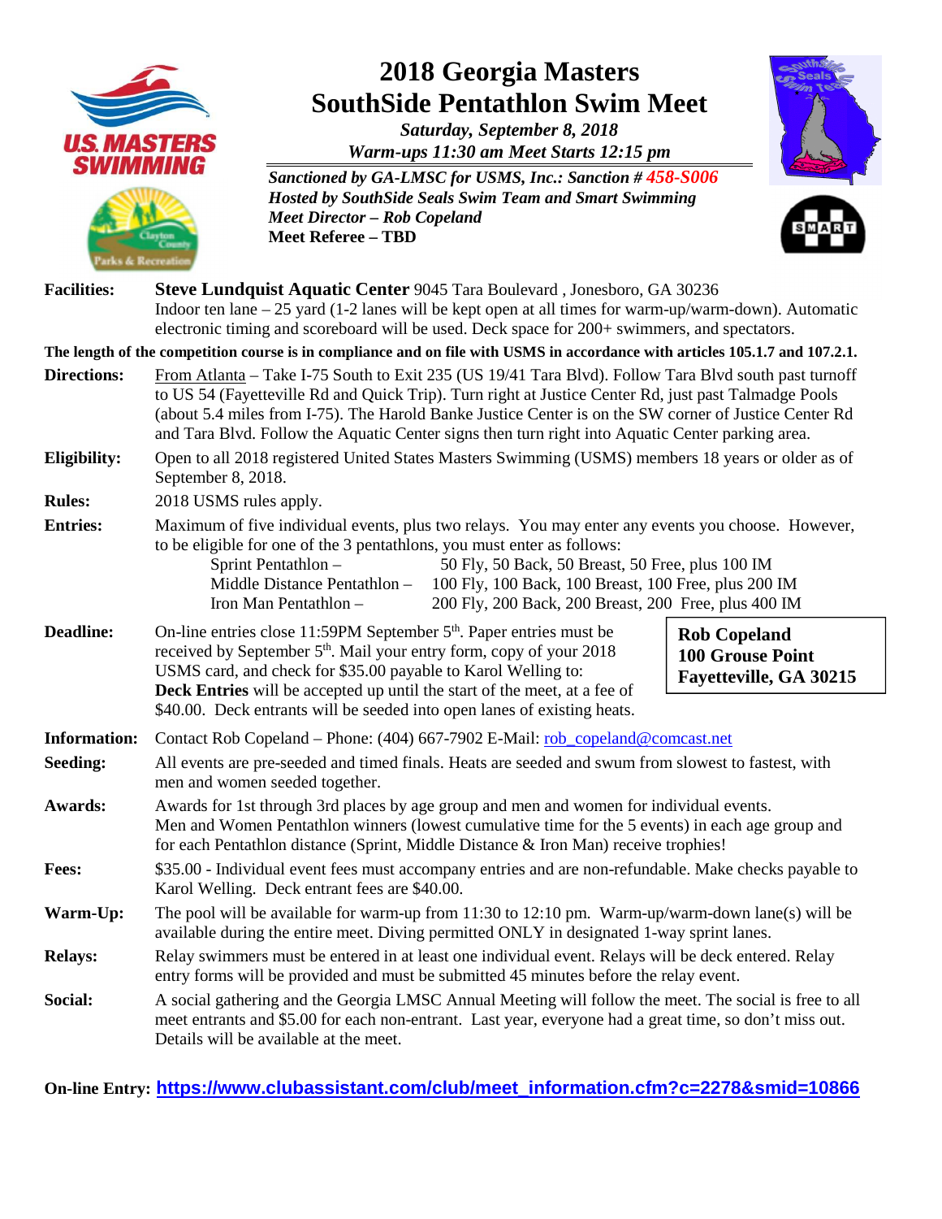# 2018 Georgia Masters SouthSide Pentathlon Swim Meet

***Saturday, September 8, 2018***

***Warm-ups 11:30 am Meet Starts 12:15 pm***

***Sanctioned by GA-LMSC for USMS, Inc.: Sanction # 458-S006***
***Hosted by SouthSide Seals Swim Team and Smart Swimming***
***Meet Director – Rob Copeland***
**Meet Referee – TBD**

**Facilities:** **Steve Lundquist Aquatic Center** 9045 Tara Boulevard , Jonesboro, GA 30236
Indoor ten lane – 25 yard (1-2 lanes will be kept open at all times for warm-up/warm-down). Automatic electronic timing and scoreboard will be used. Deck space for 200+ swimmers, and spectators.

**The length of the competition course is in compliance and on file with USMS in accordance with articles 105.1.7 and 107.2.1.**

**Directions:** From Atlanta – Take I-75 South to Exit 235 (US 19/41 Tara Blvd). Follow Tara Blvd south past turnoff to US 54 (Fayetteville Rd and Quick Trip). Turn right at Justice Center Rd, just past Talmadge Pools (about 5.4 miles from I-75). The Harold Banke Justice Center is on the SW corner of Justice Center Rd and Tara Blvd. Follow the Aquatic Center signs then turn right into Aquatic Center parking area.

**Eligibility:** Open to all 2018 registered United States Masters Swimming (USMS) members 18 years or older as of September 8, 2018.

**Rules:** 2018 USMS rules apply.

**Entries:** Maximum of five individual events, plus two relays. You may enter any events you choose. However, to be eligible for one of the 3 pentathlons, you must enter as follows:

| | |
|---|---|
| Sprint Pentathlon – | 50 Fly, 50 Back, 50 Breast, 50 Free, plus 100 IM |
| Middle Distance Pentathlon – | 100 Fly, 100 Back, 100 Breast, 100 Free, plus 200 IM |
| Iron Man Pentathlon – | 200 Fly, 200 Back, 200 Breast, 200 Free, plus 400 IM |

**Deadline:** On-line entries close 11:59PM September 5th. Paper entries must be received by September 5th. Mail your entry form, copy of your 2018 USMS card, and check for $35.00 payable to Karol Welling to:
**Deck Entries** will be accepted up until the start of the meet, at a fee of $40.00. Deck entrants will be seeded into open lanes of existing heats.

**Rob Copeland**
**100 Grouse Point**
**Fayetteville, GA 30215**

**Information:** Contact Rob Copeland – Phone: (404) 667-7902 E-Mail: rob_copeland@comcast.net

**Seeding:** All events are pre-seeded and timed finals. Heats are seeded and swum from slowest to fastest, with men and women seeded together.

**Awards:** Awards for 1st through 3rd places by age group and men and women for individual events. Men and Women Pentathlon winners (lowest cumulative time for the 5 events) in each age group and for each Pentathlon distance (Sprint, Middle Distance & Iron Man) receive trophies!

**Fees:** $35.00 - Individual event fees must accompany entries and are non-refundable. Make checks payable to Karol Welling. Deck entrant fees are $40.00.

**Warm-Up:** The pool will be available for warm-up from 11:30 to 12:10 pm. Warm-up/warm-down lane(s) will be available during the entire meet. Diving permitted ONLY in designated 1-way sprint lanes.

**Relays:** Relay swimmers must be entered in at least one individual event. Relays will be deck entered. Relay entry forms will be provided and must be submitted 45 minutes before the relay event.

**Social:** A social gathering and the Georgia LMSC Annual Meeting will follow the meet. The social is free to all meet entrants and $5.00 for each non-entrant. Last year, everyone had a great time, so don't miss out. Details will be available at the meet.

**On-line Entry: https://www.clubassistant.com/club/meet_information.cfm?c=2278&smid=10866**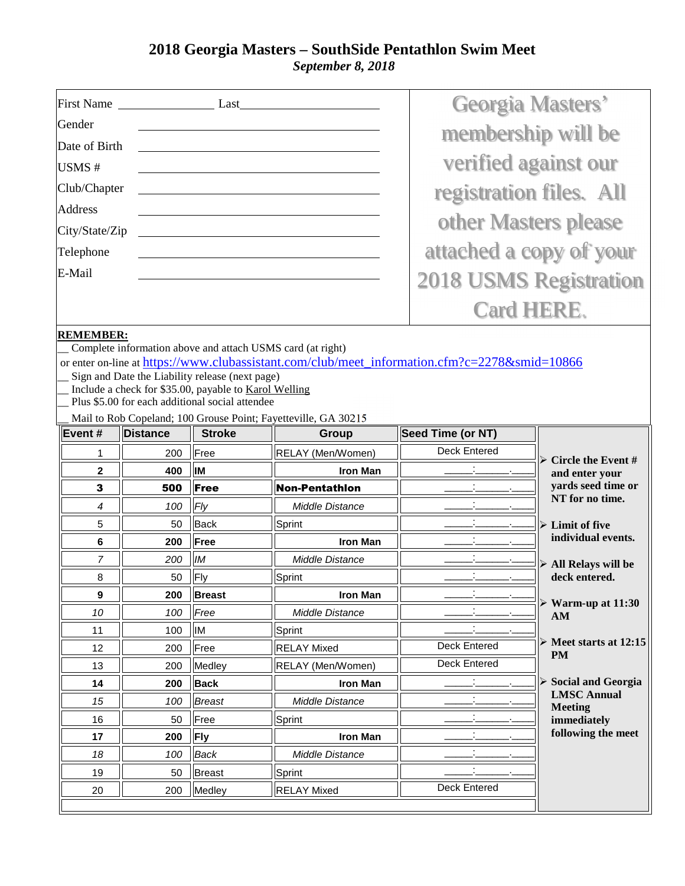# 2018 Georgia Masters – SouthSide Pentathlon Swim Meet

*September 8, 2018*

| | |
|---|---|
| First Name ______________ Last ______________ | Georgia Masters' membership will be verified against our registration files. All other Masters please attached a copy of your 2018 USMS Registration Card HERE. |
| Gender ______________ | |
| Date of Birth ______________ | |
| USMS # ______________ | |
| Club/Chapter ______________ | |
| Address ______________ | |
| City/State/Zip ______________ | |
| Telephone ______________ | |
| E-Mail ______________ | |

**REMEMBER:**

__ Complete information above and attach USMS card (at right)
or enter on-line at https://www.clubassistant.com/club/meet_information.cfm?c=2278&smid=10866
__ Sign and Date the Liability release (next page)
__ Include a check for $35.00, payable to Karol Welling
__ Plus $5.00 for each additional social attendee
__ Mail to Rob Copeland; 100 Grouse Point; Fayetteville, GA 30215

| Event # | Distance | Stroke | Group | Seed Time (or NT) |
|---|---|---|---|---|
| 1 | 200 | Free | RELAY (Men/Women) | Deck Entered |
| **2** | **400** | **IM** | **Iron Man** | ____:______.____ |
| **3** | **500** | **Free** | **Non-Pentathlon** | ____:______.____ |
| *4* | *100* | *Fly* | *Middle Distance* | ____:______.____ |
| 5 | 50 | Back | Sprint | ____:______.____ |
| **6** | **200** | **Free** | **Iron Man** | ____:______.____ |
| *7* | *200* | *IM* | *Middle Distance* | ____:______.____ |
| 8 | 50 | Fly | Sprint | ____:______.____ |
| **9** | **200** | **Breast** | **Iron Man** | ____:______.____ |
| *10* | *100* | *Free* | *Middle Distance* | ____:______.____ |
| 11 | 100 | IM | Sprint | ____:______.____ |
| 12 | 200 | Free | RELAY Mixed | Deck Entered |
| 13 | 200 | Medley | RELAY (Men/Women) | Deck Entered |
| **14** | **200** | **Back** | **Iron Man** | ____:______.____ |
| *15* | *100* | *Breast* | *Middle Distance* | ____:______.____ |
| 16 | 50 | Free | Sprint | ____:______.____ |
| **17** | **200** | **Fly** | **Iron Man** | ____:______.____ |
| *18* | *100* | *Back* | *Middle Distance* | ____:______.____ |
| 19 | 50 | Breast | Sprint | ____:______.____ |
| 20 | 200 | Medley | RELAY Mixed | Deck Entered |

- **Circle the Event # and enter your yards seed time or NT for no time.**
- **Limit of five individual events.**
- **All Relays will be deck entered.**
- **Warm-up at 11:30 AM**
- **Meet starts at 12:15 PM**
- **Social and Georgia LMSC Annual Meeting immediately following the meet**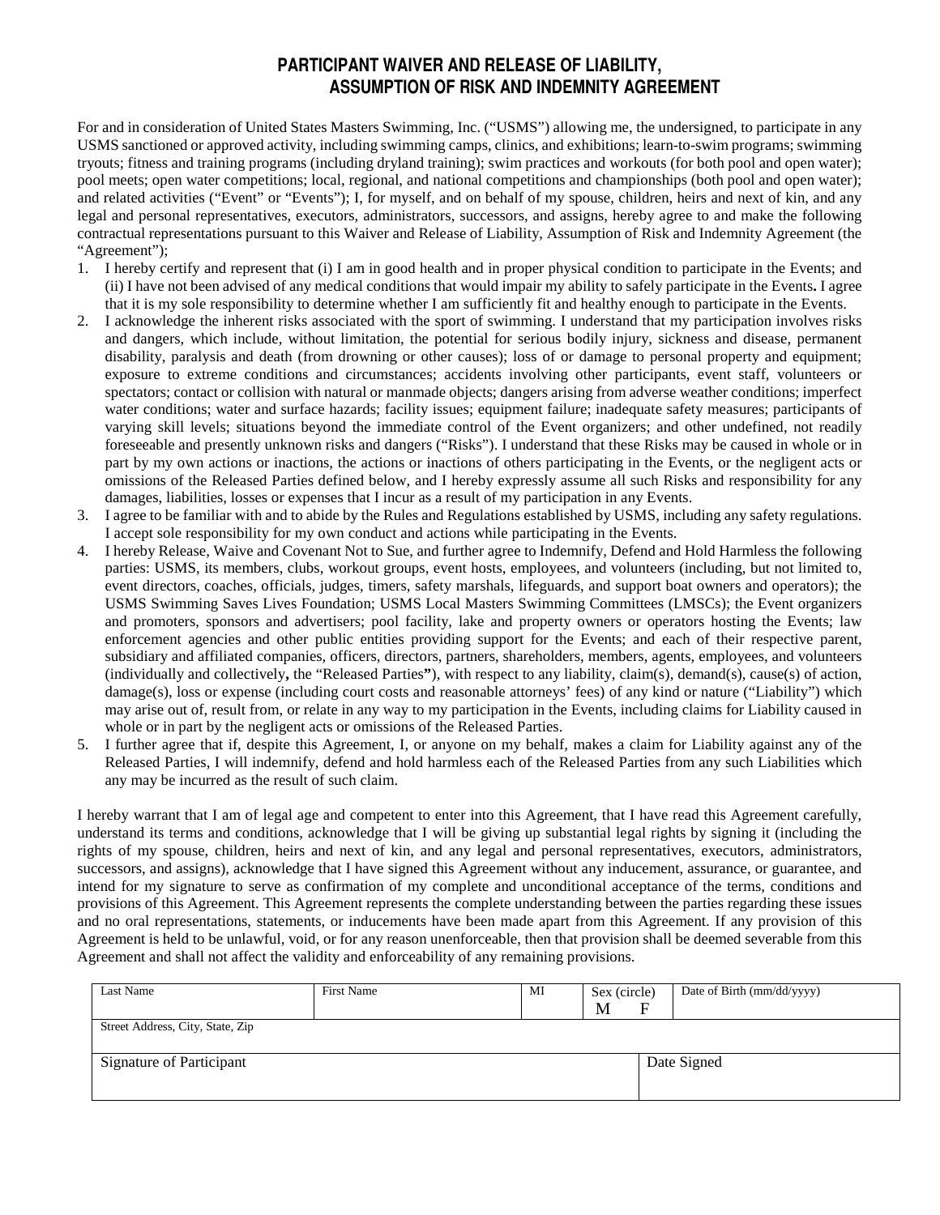# PARTICIPANT WAIVER AND RELEASE OF LIABILITY, ASSUMPTION OF RISK AND INDEMNITY AGREEMENT

For and in consideration of United States Masters Swimming, Inc. ("USMS") allowing me, the undersigned, to participate in any USMS sanctioned or approved activity, including swimming camps, clinics, and exhibitions; learn-to-swim programs; swimming tryouts; fitness and training programs (including dryland training); swim practices and workouts (for both pool and open water); pool meets; open water competitions; local, regional, and national competitions and championships (both pool and open water); and related activities ("Event" or "Events"); I, for myself, and on behalf of my spouse, children, heirs and next of kin, and any legal and personal representatives, executors, administrators, successors, and assigns, hereby agree to and make the following contractual representations pursuant to this Waiver and Release of Liability, Assumption of Risk and Indemnity Agreement (the "Agreement");

1. I hereby certify and represent that (i) I am in good health and in proper physical condition to participate in the Events; and (ii) I have not been advised of any medical conditions that would impair my ability to safely participate in the Events**.** I agree that it is my sole responsibility to determine whether I am sufficiently fit and healthy enough to participate in the Events.
2. I acknowledge the inherent risks associated with the sport of swimming. I understand that my participation involves risks and dangers, which include, without limitation, the potential for serious bodily injury, sickness and disease, permanent disability, paralysis and death (from drowning or other causes); loss of or damage to personal property and equipment; exposure to extreme conditions and circumstances; accidents involving other participants, event staff, volunteers or spectators; contact or collision with natural or manmade objects; dangers arising from adverse weather conditions; imperfect water conditions; water and surface hazards; facility issues; equipment failure; inadequate safety measures; participants of varying skill levels; situations beyond the immediate control of the Event organizers; and other undefined, not readily foreseeable and presently unknown risks and dangers ("Risks"). I understand that these Risks may be caused in whole or in part by my own actions or inactions, the actions or inactions of others participating in the Events, or the negligent acts or omissions of the Released Parties defined below, and I hereby expressly assume all such Risks and responsibility for any damages, liabilities, losses or expenses that I incur as a result of my participation in any Events.
3. I agree to be familiar with and to abide by the Rules and Regulations established by USMS, including any safety regulations. I accept sole responsibility for my own conduct and actions while participating in the Events.
4. I hereby Release, Waive and Covenant Not to Sue, and further agree to Indemnify, Defend and Hold Harmless the following parties: USMS, its members, clubs, workout groups, event hosts, employees, and volunteers (including, but not limited to, event directors, coaches, officials, judges, timers, safety marshals, lifeguards, and support boat owners and operators); the USMS Swimming Saves Lives Foundation; USMS Local Masters Swimming Committees (LMSCs); the Event organizers and promoters, sponsors and advertisers; pool facility, lake and property owners or operators hosting the Events; law enforcement agencies and other public entities providing support for the Events; and each of their respective parent, subsidiary and affiliated companies, officers, directors, partners, shareholders, members, agents, employees, and volunteers (individually and collectively**,** the "Released Parties**"**), with respect to any liability, claim(s), demand(s), cause(s) of action, damage(s), loss or expense (including court costs and reasonable attorneys' fees) of any kind or nature ("Liability") which may arise out of, result from, or relate in any way to my participation in the Events, including claims for Liability caused in whole or in part by the negligent acts or omissions of the Released Parties.
5. I further agree that if, despite this Agreement, I, or anyone on my behalf, makes a claim for Liability against any of the Released Parties, I will indemnify, defend and hold harmless each of the Released Parties from any such Liabilities which any may be incurred as the result of such claim.

I hereby warrant that I am of legal age and competent to enter into this Agreement, that I have read this Agreement carefully, understand its terms and conditions, acknowledge that I will be giving up substantial legal rights by signing it (including the rights of my spouse, children, heirs and next of kin, and any legal and personal representatives, executors, administrators, successors, and assigns), acknowledge that I have signed this Agreement without any inducement, assurance, or guarantee, and intend for my signature to serve as confirmation of my complete and unconditional acceptance of the terms, conditions and provisions of this Agreement. This Agreement represents the complete understanding between the parties regarding these issues and no oral representations, statements, or inducements have been made apart from this Agreement. If any provision of this Agreement is held to be unlawful, void, or for any reason unenforceable, then that provision shall be deemed severable from this Agreement and shall not affect the validity and enforceability of any remaining provisions.

| Last Name | First Name | MI | Sex (circle) M F | Date of Birth (mm/dd/yyyy) |
|---|---|---|---|---|
| Street Address, City, State, Zip | | | | |
| Signature of Participant | | | | Date Signed |